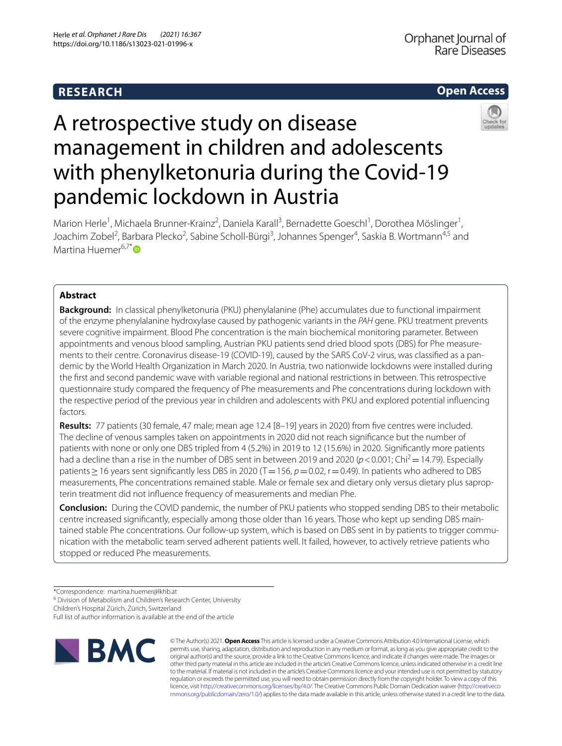RESEARCH

Open Access

# A retrospective study on disease management in children and adolescents with phenylketonuria during the Covid-19 pandemic lockdown in Austria

Marion Herle[1], Michaela Brunner-Krainz[2], Daniela Karall[3], Bernadette Goeschl[1], Dorothea Möslinger[1], Joachim Zobel[2], Barbara Plecko[2], Sabine Scholl-Bürgi[3], Johannes Spenger[4], Saskia B. Wortmann[4,5] and Martina Huemer[6,7*]

## Abstract

**Background:** In classical phenylketonuria (PKU) phenylalanine (Phe) accumulates due to functional impairment of the enzyme phenylalanine hydroxylase caused by pathogenic variants in the *PAH* gene. PKU treatment prevents severe cognitive impairment. Blood Phe concentration is the main biochemical monitoring parameter. Between appointments and venous blood sampling, Austrian PKU patients send dried blood spots (DBS) for Phe measurements to their centre. Coronavirus disease-19 (COVID-19), caused by the SARS CoV-2 virus, was classified as a pandemic by the World Health Organization in March 2020. In Austria, two nationwide lockdowns were installed during the first and second pandemic wave with variable regional and national restrictions in between. This retrospective questionnaire study compared the frequency of Phe measurements and Phe concentrations during lockdown with the respective period of the previous year in children and adolescents with PKU and explored potential influencing factors.

**Results:** 77 patients (30 female, 47 male; mean age 12.4 [8–19] years in 2020) from five centres were included. The decline of venous samples taken on appointments in 2020 did not reach significance but the number of patients with none or only one DBS tripled from 4 (5.2%) in 2019 to 12 (15.6%) in 2020. Significantly more patients had a decline than a rise in the number of DBS sent in between 2019 and 2020 ($p<0.001$; $Chi^2=14.79$). Especially patients ≥ 16 years sent significantly less DBS in 2020 ($T=156$, $p=0.02$, $r=0.49$). In patients who adhered to DBS measurements, Phe concentrations remained stable. Male or female sex and dietary only versus dietary plus sapropterin treatment did not influence frequency of measurements and median Phe.

**Conclusion:** During the COVID pandemic, the number of PKU patients who stopped sending DBS to their metabolic centre increased significantly, especially among those older than 16 years. Those who kept up sending DBS maintained stable Phe concentrations. Our follow-up system, which is based on DBS sent in by patients to trigger communication with the metabolic team served adherent patients well. It failed, however, to actively retrieve patients who stopped or reduced Phe measurements.

*Correspondence: martina.huemer@lkhb.at

[6] Division of Metabolism and Children's Research Center, University Children's Hospital Zürich, Zürich, Switzerland

Full list of author information is available at the end of the article

© The Author(s) 2021. **Open Access** This article is licensed under a Creative Commons Attribution 4.0 International License, which permits use, sharing, adaptation, distribution and reproduction in any medium or format, as long as you give appropriate credit to the original author(s) and the source, provide a link to the Creative Commons licence, and indicate if changes were made. The images or other third party material in this article are included in the article's Creative Commons licence, unless indicated otherwise in a credit line to the material. If material is not included in the article's Creative Commons licence and your intended use is not permitted by statutory regulation or exceeds the permitted use, you will need to obtain permission directly from the copyright holder. To view a copy of this licence, visit http://creativecommons.org/licenses/by/4.0/. The Creative Commons Public Domain Dedication waiver (http://creativecommons.org/publicdomain/zero/1.0/) applies to the data made available in this article, unless otherwise stated in a credit line to the data.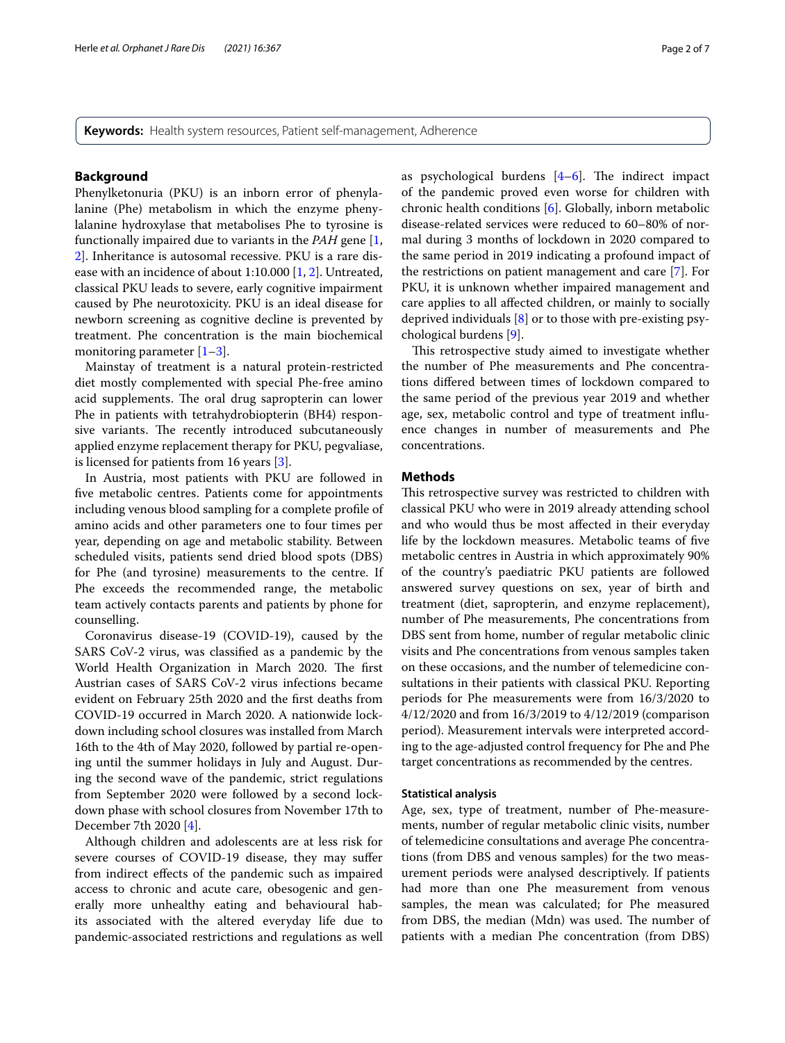**Keywords:** Health system resources, Patient self-management, Adherence

## Background

Phenylketonuria (PKU) is an inborn error of phenylalanine (Phe) metabolism in which the enzyme phenylalanine hydroxylase that metabolises Phe to tyrosine is functionally impaired due to variants in the *PAH* gene [1, 2]. Inheritance is autosomal recessive. PKU is a rare disease with an incidence of about 1:10.000 [1, 2]. Untreated, classical PKU leads to severe, early cognitive impairment caused by Phe neurotoxicity. PKU is an ideal disease for newborn screening as cognitive decline is prevented by treatment. Phe concentration is the main biochemical monitoring parameter [1–3].

Mainstay of treatment is a natural protein-restricted diet mostly complemented with special Phe-free amino acid supplements. The oral drug sapropterin can lower Phe in patients with tetrahydrobiopterin (BH4) responsive variants. The recently introduced subcutaneously applied enzyme replacement therapy for PKU, pegvaliase, is licensed for patients from 16 years [3].

In Austria, most patients with PKU are followed in five metabolic centres. Patients come for appointments including venous blood sampling for a complete profile of amino acids and other parameters one to four times per year, depending on age and metabolic stability. Between scheduled visits, patients send dried blood spots (DBS) for Phe (and tyrosine) measurements to the centre. If Phe exceeds the recommended range, the metabolic team actively contacts parents and patients by phone for counselling.

Coronavirus disease-19 (COVID-19), caused by the SARS CoV-2 virus, was classified as a pandemic by the World Health Organization in March 2020. The first Austrian cases of SARS CoV-2 virus infections became evident on February 25th 2020 and the first deaths from COVID-19 occurred in March 2020. A nationwide lockdown including school closures was installed from March 16th to the 4th of May 2020, followed by partial re-opening until the summer holidays in July and August. During the second wave of the pandemic, strict regulations from September 2020 were followed by a second lockdown phase with school closures from November 17th to December 7th 2020 [4].

Although children and adolescents are at less risk for severe courses of COVID-19 disease, they may suffer from indirect effects of the pandemic such as impaired access to chronic and acute care, obesogenic and generally more unhealthy eating and behavioural habits associated with the altered everyday life due to pandemic-associated restrictions and regulations as well as psychological burdens [4–6]. The indirect impact of the pandemic proved even worse for children with chronic health conditions [6]. Globally, inborn metabolic disease-related services were reduced to 60–80% of normal during 3 months of lockdown in 2020 compared to the same period in 2019 indicating a profound impact of the restrictions on patient management and care [7]. For PKU, it is unknown whether impaired management and care applies to all affected children, or mainly to socially deprived individuals [8] or to those with pre-existing psychological burdens [9].

This retrospective study aimed to investigate whether the number of Phe measurements and Phe concentrations differed between times of lockdown compared to the same period of the previous year 2019 and whether age, sex, metabolic control and type of treatment influence changes in number of measurements and Phe concentrations.

## Methods

This retrospective survey was restricted to children with classical PKU who were in 2019 already attending school and who would thus be most affected in their everyday life by the lockdown measures. Metabolic teams of five metabolic centres in Austria in which approximately 90% of the country's paediatric PKU patients are followed answered survey questions on sex, year of birth and treatment (diet, sapropterin, and enzyme replacement), number of Phe measurements, Phe concentrations from DBS sent from home, number of regular metabolic clinic visits and Phe concentrations from venous samples taken on these occasions, and the number of telemedicine consultations in their patients with classical PKU. Reporting periods for Phe measurements were from 16/3/2020 to 4/12/2020 and from 16/3/2019 to 4/12/2019 (comparison period). Measurement intervals were interpreted according to the age-adjusted control frequency for Phe and Phe target concentrations as recommended by the centres.

### Statistical analysis

Age, sex, type of treatment, number of Phe-measurements, number of regular metabolic clinic visits, number of telemedicine consultations and average Phe concentrations (from DBS and venous samples) for the two measurement periods were analysed descriptively. If patients had more than one Phe measurement from venous samples, the mean was calculated; for Phe measured from DBS, the median (Mdn) was used. The number of patients with a median Phe concentration (from DBS)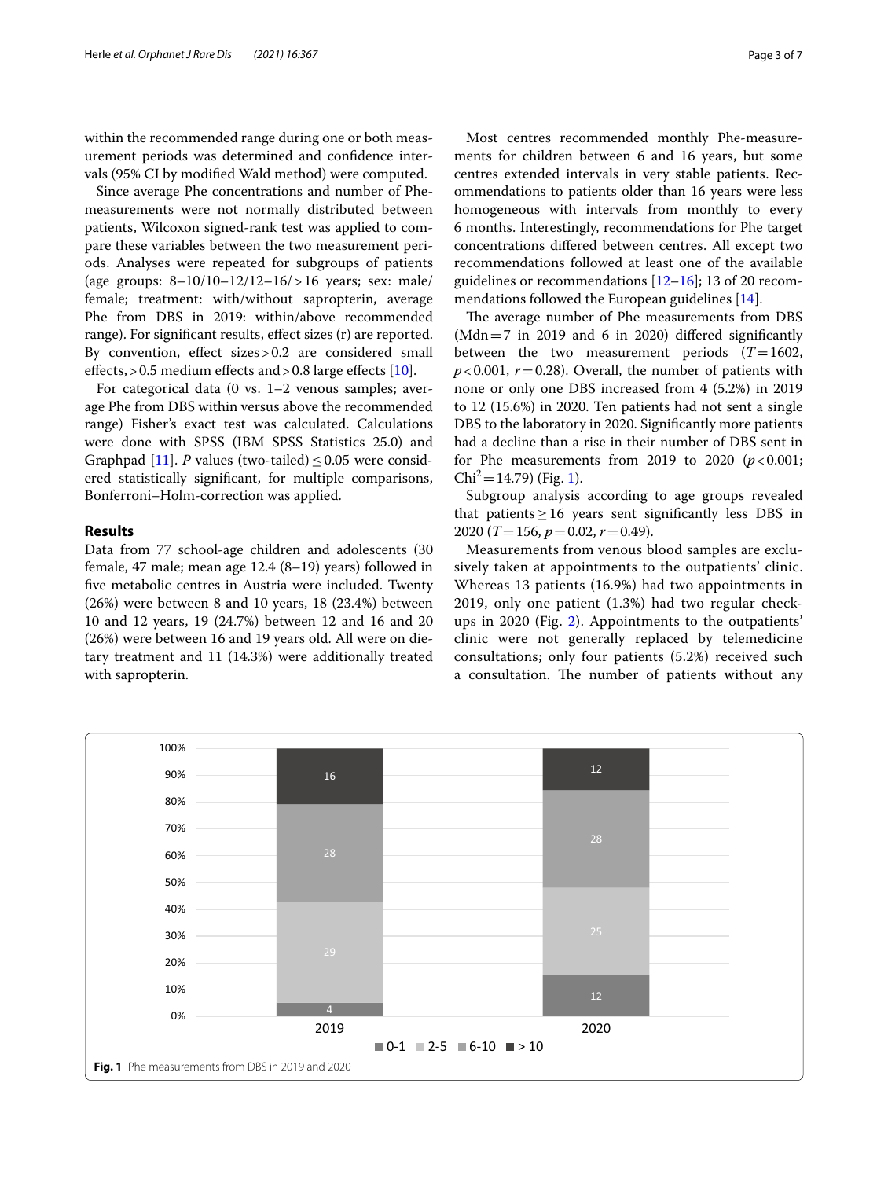within the recommended range during one or both measurement periods was determined and confidence intervals (95% CI by modified Wald method) were computed.

Since average Phe concentrations and number of Phe-measurements were not normally distributed between patients, Wilcoxon signed-rank test was applied to compare these variables between the two measurement periods. Analyses were repeated for subgroups of patients (age groups: 8–10/10–12/12–16/>16 years; sex: male/female; treatment: with/without sapropterin, average Phe from DBS in 2019: within/above recommended range). For significant results, effect sizes (r) are reported. By convention, effect sizes > 0.2 are considered small effects, > 0.5 medium effects and > 0.8 large effects [10].

For categorical data (0 vs. 1–2 venous samples; average Phe from DBS within versus above the recommended range) Fisher's exact test was calculated. Calculations were done with SPSS (IBM SPSS Statistics 25.0) and Graphpad [11]. *P* values (two-tailed) ≤ 0.05 were considered statistically significant, for multiple comparisons, Bonferroni–Holm-correction was applied.

## Results

Data from 77 school-age children and adolescents (30 female, 47 male; mean age 12.4 (8–19) years) followed in five metabolic centres in Austria were included. Twenty (26%) were between 8 and 10 years, 18 (23.4%) between 10 and 12 years, 19 (24.7%) between 12 and 16 and 20 (26%) were between 16 and 19 years old. All were on dietary treatment and 11 (14.3%) were additionally treated with sapropterin.

Most centres recommended monthly Phe-measurements for children between 6 and 16 years, but some centres extended intervals in very stable patients. Recommendations to patients older than 16 years were less homogeneous with intervals from monthly to every 6 months. Interestingly, recommendations for Phe target concentrations differed between centres. All except two recommendations followed at least one of the available guidelines or recommendations [12–16]; 13 of 20 recommendations followed the European guidelines [14].

The average number of Phe measurements from DBS (Mdn = 7 in 2019 and 6 in 2020) differed significantly between the two measurement periods ($T = 1602$, $p < 0.001$, $r = 0.28$). Overall, the number of patients with none or only one DBS increased from 4 (5.2%) in 2019 to 12 (15.6%) in 2020. Ten patients had not sent a single DBS to the laboratory in 2020. Significantly more patients had a decline than a rise in their number of DBS sent in for Phe measurements from 2019 to 2020 ($p < 0.001$; $Chi^2 = 14.79$) (Fig. 1).

Subgroup analysis according to age groups revealed that patients ≥ 16 years sent significantly less DBS in 2020 ($T = 156$, $p = 0.02$, $r = 0.49$).

Measurements from venous blood samples are exclusively taken at appointments to the outpatients' clinic. Whereas 13 patients (16.9%) had two appointments in 2019, only one patient (1.3%) had two regular check-ups in 2020 (Fig. 2). Appointments to the outpatients' clinic were not generally replaced by telemedicine consultations; only four patients (5.2%) received such a consultation. The number of patients without any

**Fig. 1** Phe measurements from DBS in 2019 and 2020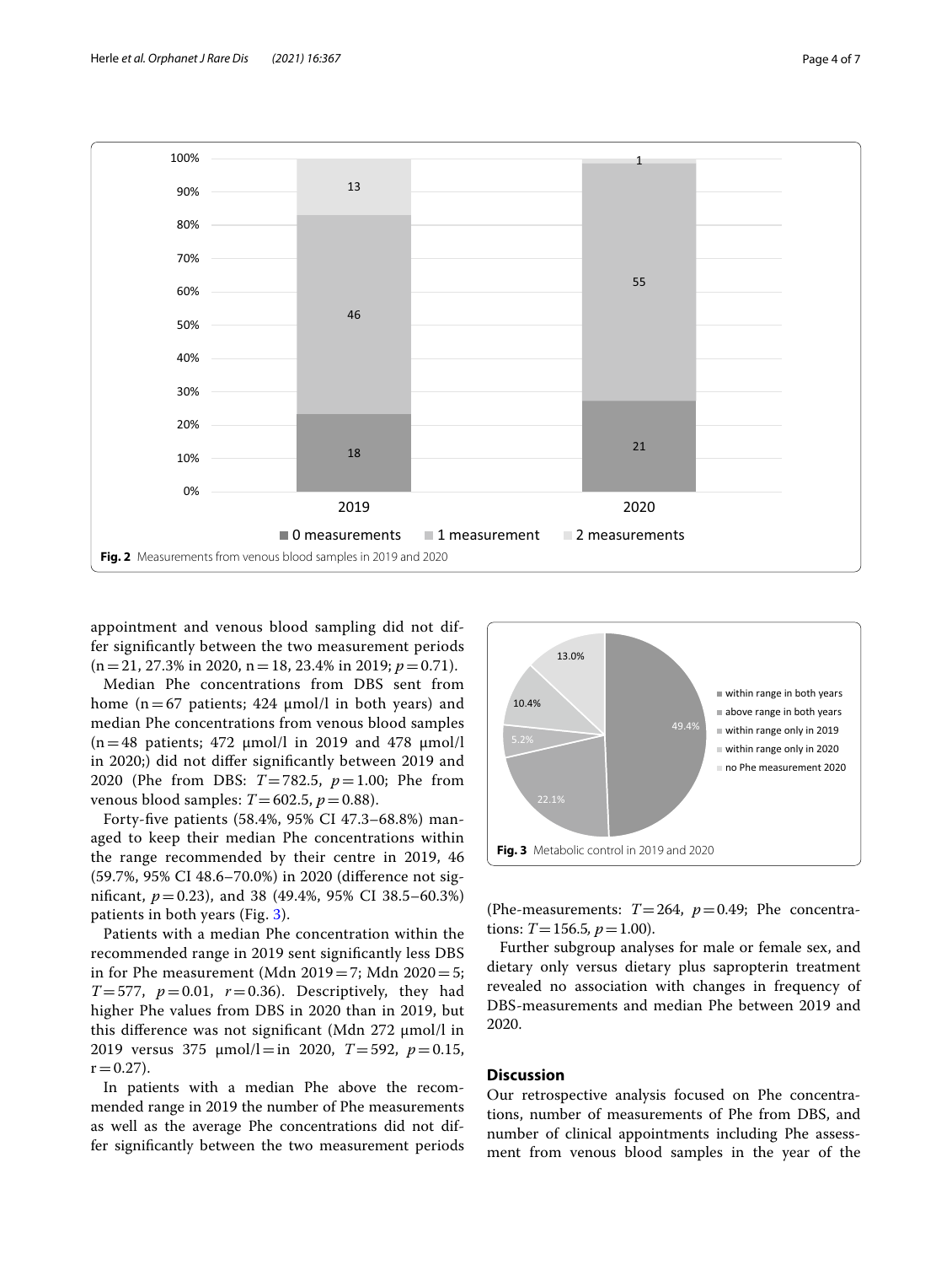Fig. 2 Measurements from venous blood samples in 2019 and 2020

appointment and venous blood sampling did not differ significantly between the two measurement periods (n = 21, 27.3% in 2020, n = 18, 23.4% in 2019; $p = 0.71$).

Median Phe concentrations from DBS sent from home (n = 67 patients; 424 µmol/l in both years) and median Phe concentrations from venous blood samples (n = 48 patients; 472 µmol/l in 2019 and 478 µmol/l in 2020;) did not differ significantly between 2019 and 2020 (Phe from DBS: $T = 782.5$, $p = 1.00$; Phe from venous blood samples: $T = 602.5$, $p = 0.88$).

Forty-five patients (58.4%, 95% CI 47.3–68.8%) managed to keep their median Phe concentrations within the range recommended by their centre in 2019, 46 (59.7%, 95% CI 48.6–70.0%) in 2020 (difference not significant, $p = 0.23$), and 38 (49.4%, 95% CI 38.5–60.3%) patients in both years (Fig. 3).

Patients with a median Phe concentration within the recommended range in 2019 sent significantly less DBS in for Phe measurement (Mdn 2019 = 7; Mdn 2020 = 5; $T = 577$, $p = 0.01$, $r = 0.36$). Descriptively, they had higher Phe values from DBS in 2020 than in 2019, but this difference was not significant (Mdn 272 µmol/l in 2019 versus 375 µmol/l = in 2020, $T = 592$, $p = 0.15$, $r = 0.27$).

In patients with a median Phe above the recommended range in 2019 the number of Phe measurements as well as the average Phe concentrations did not differ significantly between the two measurement periods (Phe-measurements: $T = 264$, $p = 0.49$; Phe concentrations: $T = 156.5$, $p = 1.00$).

Fig. 3 Metabolic control in 2019 and 2020

Further subgroup analyses for male or female sex, and dietary only versus dietary plus sapropterin treatment revealed no association with changes in frequency of DBS-measurements and median Phe between 2019 and 2020.

## Discussion

Our retrospective analysis focused on Phe concentrations, number of measurements of Phe from DBS, and number of clinical appointments including Phe assessment from venous blood samples in the year of the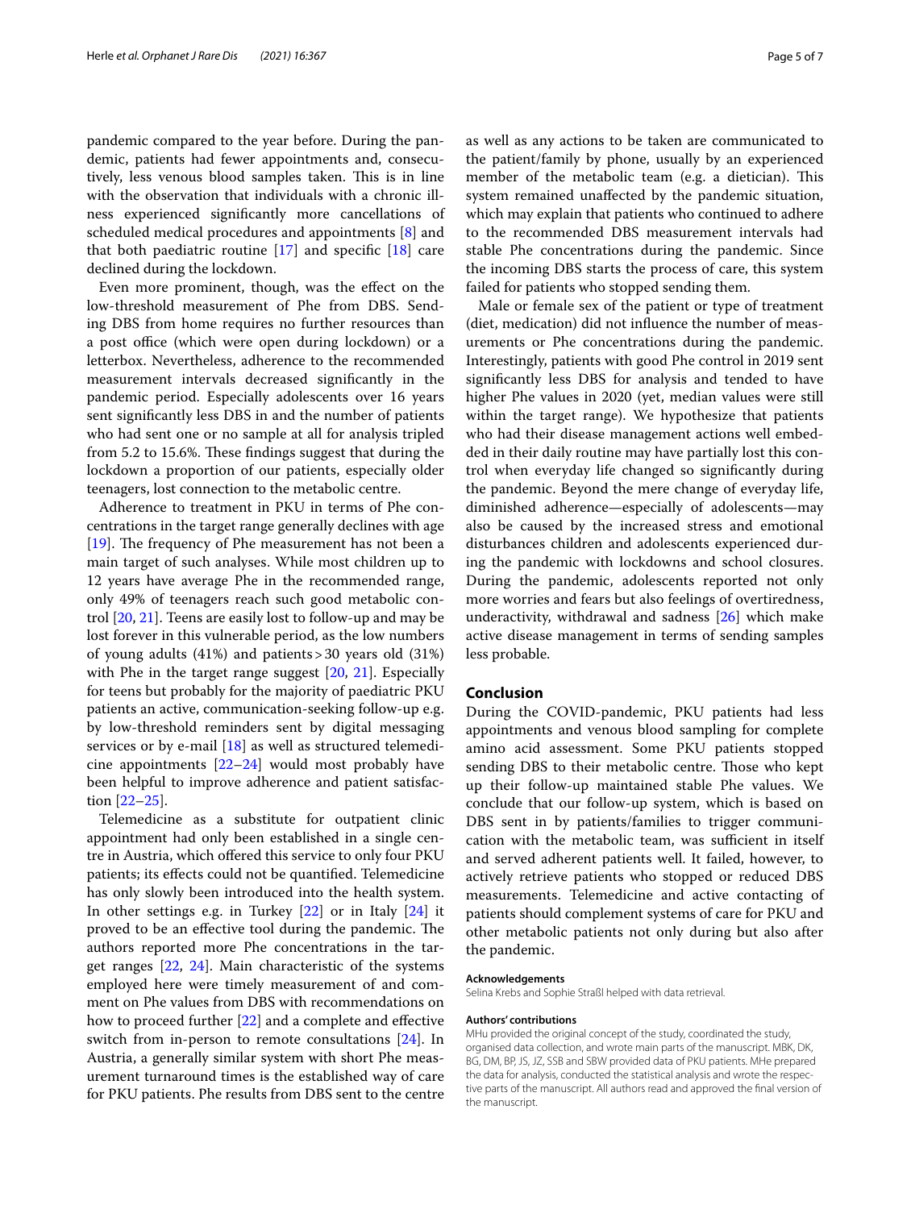pandemic compared to the year before. During the pandemic, patients had fewer appointments and, consecutively, less venous blood samples taken. This is in line with the observation that individuals with a chronic illness experienced significantly more cancellations of scheduled medical procedures and appointments [8] and that both paediatric routine [17] and specific [18] care declined during the lockdown.

Even more prominent, though, was the effect on the low-threshold measurement of Phe from DBS. Sending DBS from home requires no further resources than a post office (which were open during lockdown) or a letterbox. Nevertheless, adherence to the recommended measurement intervals decreased significantly in the pandemic period. Especially adolescents over 16 years sent significantly less DBS in and the number of patients who had sent one or no sample at all for analysis tripled from 5.2 to 15.6%. These findings suggest that during the lockdown a proportion of our patients, especially older teenagers, lost connection to the metabolic centre.

Adherence to treatment in PKU in terms of Phe concentrations in the target range generally declines with age [19]. The frequency of Phe measurement has not been a main target of such analyses. While most children up to 12 years have average Phe in the recommended range, only 49% of teenagers reach such good metabolic control [20, 21]. Teens are easily lost to follow-up and may be lost forever in this vulnerable period, as the low numbers of young adults (41%) and patients > 30 years old (31%) with Phe in the target range suggest [20, 21]. Especially for teens but probably for the majority of paediatric PKU patients an active, communication-seeking follow-up e.g. by low-threshold reminders sent by digital messaging services or by e-mail [18] as well as structured telemedicine appointments [22–24] would most probably have been helpful to improve adherence and patient satisfaction [22–25].

Telemedicine as a substitute for outpatient clinic appointment had only been established in a single centre in Austria, which offered this service to only four PKU patients; its effects could not be quantified. Telemedicine has only slowly been introduced into the health system. In other settings e.g. in Turkey [22] or in Italy [24] it proved to be an effective tool during the pandemic. The authors reported more Phe concentrations in the target ranges [22, 24]. Main characteristic of the systems employed here were timely measurement of and comment on Phe values from DBS with recommendations on how to proceed further [22] and a complete and effective switch from in-person to remote consultations [24]. In Austria, a generally similar system with short Phe measurement turnaround times is the established way of care for PKU patients. Phe results from DBS sent to the centre as well as any actions to be taken are communicated to the patient/family by phone, usually by an experienced member of the metabolic team (e.g. a dietician). This system remained unaffected by the pandemic situation, which may explain that patients who continued to adhere to the recommended DBS measurement intervals had stable Phe concentrations during the pandemic. Since the incoming DBS starts the process of care, this system failed for patients who stopped sending them.

Male or female sex of the patient or type of treatment (diet, medication) did not influence the number of measurements or Phe concentrations during the pandemic. Interestingly, patients with good Phe control in 2019 sent significantly less DBS for analysis and tended to have higher Phe values in 2020 (yet, median values were still within the target range). We hypothesize that patients who had their disease management actions well embedded in their daily routine may have partially lost this control when everyday life changed so significantly during the pandemic. Beyond the mere change of everyday life, diminished adherence—especially of adolescents—may also be caused by the increased stress and emotional disturbances children and adolescents experienced during the pandemic with lockdowns and school closures. During the pandemic, adolescents reported not only more worries and fears but also feelings of overtiredness, underactivity, withdrawal and sadness [26] which make active disease management in terms of sending samples less probable.

## Conclusion

During the COVID-pandemic, PKU patients had less appointments and venous blood sampling for complete amino acid assessment. Some PKU patients stopped sending DBS to their metabolic centre. Those who kept up their follow-up maintained stable Phe values. We conclude that our follow-up system, which is based on DBS sent in by patients/families to trigger communication with the metabolic team, was sufficient in itself and served adherent patients well. It failed, however, to actively retrieve patients who stopped or reduced DBS measurements. Telemedicine and active contacting of patients should complement systems of care for PKU and other metabolic patients not only during but also after the pandemic.

#### Acknowledgements

Selina Krebs and Sophie Straßl helped with data retrieval.

#### Authors' contributions

MHu provided the original concept of the study, coordinated the study, organised data collection, and wrote main parts of the manuscript. MBK, DK, BG, DM, BP, JS, JZ, SSB and SBW provided data of PKU patients. MHe prepared the data for analysis, conducted the statistical analysis and wrote the respective parts of the manuscript. All authors read and approved the final version of the manuscript.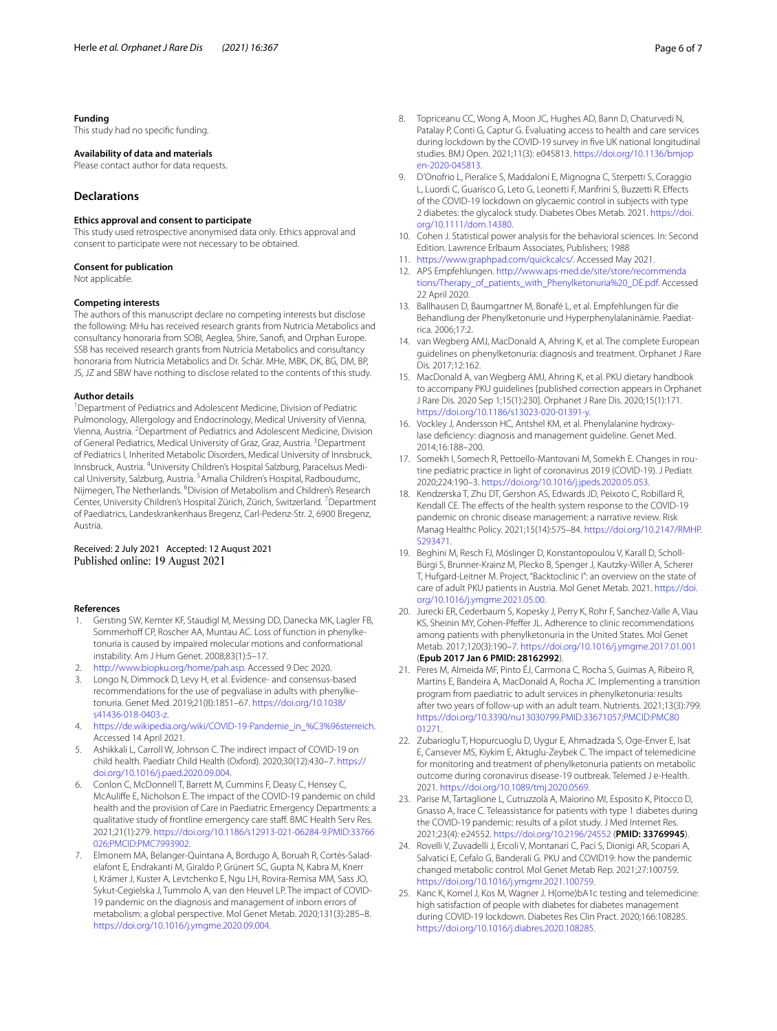### Funding

This study had no specific funding.

### Availability of data and materials

Please contact author for data requests.

## Declarations

### Ethics approval and consent to participate

This study used retrospective anonymised data only. Ethics approval and consent to participate were not necessary to be obtained.

### Consent for publication

Not applicable.

### Competing interests

The authors of this manuscript declare no competing interests but disclose the following: MHu has received research grants from Nutricia Metabolics and consultancy honoraria from SOBI, Aeglea, Shire, Sanofi, and Orphan Europe. SSB has received research grants from Nutricia Metabolics and consultancy honoraria from Nutricia Metabolics and Dr. Schär. MHe, MBK, DK, BG, DM, BP, JS, JZ and SBW have nothing to disclose related to the contents of this study.

### Author details

[1]Department of Pediatrics and Adolescent Medicine, Division of Pediatric Pulmonology, Allergology and Endocrinology, Medical University of Vienna, Vienna, Austria. [2]Department of Pediatrics and Adolescent Medicine, Division of General Pediatrics, Medical University of Graz, Graz, Austria. [3]Department of Pediatrics I, Inherited Metabolic Disorders, Medical University of Innsbruck, Innsbruck, Austria. [4]University Children's Hospital Salzburg, Paracelsus Medical University, Salzburg, Austria. [5]Amalia Children's Hospital, Radboudumc, Nijmegen, The Netherlands. [6]Division of Metabolism and Children's Research Center, University Children's Hospital Zürich, Zürich, Switzerland. [7]Department of Paediatrics, Landeskrankenhaus Bregenz, Carl-Pedenz-Str. 2, 6900 Bregenz, Austria.

Received: 2 July 2021 Accepted: 12 August 2021
Published online: 19 August 2021

### References

1. Gersting SW, Kemter KF, Staudigl M, Messing DD, Danecka MK, Lagler FB, Sommerhoff CP, Roscher AA, Muntau AC. Loss of function in phenylketonuria is caused by impaired molecular motions and conformational instability. Am J Hum Genet. 2008;83(1):5–17.
2. http://www.biopku.org/home/pah.asp. Accessed 9 Dec 2020.
3. Longo N, Dimmock D, Levy H, et al. Evidence- and consensus-based recommendations for the use of pegvaliase in adults with phenylketonuria. Genet Med. 2019;21(8):1851–67. https://doi.org/10.1038/s41436-018-0403-z.
4. https://de.wikipedia.org/wiki/COVID-19-Pandemie_in_%C3%96sterreich. Accessed 14 April 2021.
5. Ashikkali L, Carroll W, Johnson C. The indirect impact of COVID-19 on child health. Paediatr Child Health (Oxford). 2020;30(12):430–7. https://doi.org/10.1016/j.paed.2020.09.004.
6. Conlon C, McDonnell T, Barrett M, Cummins F, Deasy C, Hensey C, McAuliffe E, Nicholson E. The impact of the COVID-19 pandemic on child health and the provision of Care in Paediatric Emergency Departments: a qualitative study of frontline emergency care staff. BMC Health Serv Res. 2021;21(1):279. https://doi.org/10.1186/s12913-021-06284-9.PMID:33766026;PMCID:PMC7993902.
7. Elmonem MA, Belanger-Quintana A, Bordugo A, Boruah R, Cortès-Saladelafont E, Endrakanti M, Giraldo P, Grünert SC, Gupta N, Kabra M, Knerr I, Krämer J, Kuster A, Levtchenko E, Ngu LH, Rovira-Remisa MM, Sass JO, Sykut-Cegielska J, Tummolo A, van den Heuvel LP. The impact of COVID-19 pandemic on the diagnosis and management of inborn errors of metabolism: a global perspective. Mol Genet Metab. 2020;131(3):285–8. https://doi.org/10.1016/j.ymgme.2020.09.004.
8. Topriceanu CC, Wong A, Moon JC, Hughes AD, Bann D, Chaturvedi N, Patalay P, Conti G, Captur G. Evaluating access to health and care services during lockdown by the COVID-19 survey in five UK national longitudinal studies. BMJ Open. 2021;11(3): e045813. https://doi.org/10.1136/bmjopen-2020-045813.
9. D'Onofrio L, Pieralice S, Maddaloni E, Mignogna C, Sterpetti S, Coraggio L, Luordi C, Guarisco G, Leto G, Leonetti F, Manfrini S, Buzzetti R. Effects of the COVID-19 lockdown on glycaemic control in subjects with type 2 diabetes: the glycalock study. Diabetes Obes Metab. 2021. https://doi.org/10.1111/dom.14380.
10. Cohen J. Statistical power analysis for the behavioral sciences. In: Second Edition. Lawrence Erlbaum Associates, Publishers; 1988
11. https://www.graphpad.com/quickcalcs/. Accessed May 2021.
12. APS Empfehlungen. http://www.aps-med.de/site/store/recommendations/Therapy_of_patients_with_Phenylketonuria%20_DE.pdf. Accessed 22 April 2020.
13. Ballhausen D, Baumgartner M, Bonafé L, et al. Empfehlungen für die Behandlung der Phenylketonurie und Hyperphenylalaninämie. Paediatrica. 2006;17:2.
14. van Wegberg AMJ, MacDonald A, Ahring K, et al. The complete European guidelines on phenylketonuria: diagnosis and treatment. Orphanet J Rare Dis. 2017;12:162.
15. MacDonald A, van Wegberg AMJ, Ahring K, et al. PKU dietary handbook to accompany PKU guidelines [published correction appears in Orphanet J Rare Dis. 2020 Sep 1;15(1):230]. Orphanet J Rare Dis. 2020;15(1):171. https://doi.org/10.1186/s13023-020-01391-y.
16. Vockley J, Andersson HC, Antshel KM, et al. Phenylalanine hydroxylase deficiency: diagnosis and management guideline. Genet Med. 2014;16:188–200.
17. Somekh I, Somech R, Pettoello-Mantovani M, Somekh E. Changes in routine pediatric practice in light of coronavirus 2019 (COVID-19). J Pediatr. 2020;224:190–3. https://doi.org/10.1016/j.jpeds.2020.05.053.
18. Kendzerska T, Zhu DT, Gershon AS, Edwards JD, Peixoto C, Robillard R, Kendall CE. The effects of the health system response to the COVID-19 pandemic on chronic disease management: a narrative review. Risk Manag Healthc Policy. 2021;15(14):575–84. https://doi.org/10.2147/RMHP.S293471.
19. Beghini M, Resch FJ, Möslinger D, Konstantopoulou V, Karall D, Scholl-Bürgi S, Brunner-Krainz M, Plecko B, Spenger J, Kautzky-Willer A, Scherer T, Hufgard-Leitner M. Project, "Backtoclinic I": an overview on the state of care of adult PKU patients in Austria. Mol Genet Metab. 2021. https://doi.org/10.1016/j.ymgme.2021.05.00.
20. Jurecki ER, Cederbaum S, Kopesky J, Perry K, Rohr F, Sanchez-Valle A, Viau KS, Sheinin MY, Cohen-Pfeffer JL. Adherence to clinic recommendations among patients with phenylketonuria in the United States. Mol Genet Metab. 2017;120(3):190–7. https://doi.org/10.1016/j.ymgme.2017.01.001 (**Epub 2017 Jan 6 PMID: 28162992**).
21. Peres M, Almeida MF, Pinto ÉJ, Carmona C, Rocha S, Guimas A, Ribeiro R, Martins E, Bandeira A, MacDonald A, Rocha JC. Implementing a transition program from paediatric to adult services in phenylketonuria: results after two years of follow-up with an adult team. Nutrients. 2021;13(3):799. https://doi.org/10.3390/nu13030799.PMID:33671057;PMCID:PMC8001271.
22. Zubarioglu T, Hopurcuoglu D, Uygur E, Ahmadzada S, Oge-Enver E, Isat E, Cansever MS, Kiykim E, Aktuglu-Zeybek C. The impact of telemedicine for monitoring and treatment of phenylketonuria patients on metabolic outcome during coronavirus disease-19 outbreak. Telemed J e-Health. 2021. https://doi.org/10.1089/tmj.2020.0569.
23. Parise M, Tartaglione L, Cutruzzolà A, Maiorino MI, Esposito K, Pitocco D, Gnasso A, Irace C. Teleassistance for patients with type 1 diabetes during the COVID-19 pandemic: results of a pilot study. J Med Internet Res. 2021;23(4): e24552. https://doi.org/10.2196/24552 (**PMID: 33769945**).
24. Rovelli V, Zuvadelli J, Ercoli V, Montanari C, Paci S, Dionigi AR, Scopari A, Salvatici E, Cefalo G, Banderali G. PKU and COVID19: how the pandemic changed metabolic control. Mol Genet Metab Rep. 2021;27:100759. https://doi.org/10.1016/j.ymgmr.2021.100759.
25. Kanc K, Komel J, Kos M, Wagner J. H(ome)bA1c testing and telemedicine: high satisfaction of people with diabetes for diabetes management during COVID-19 lockdown. Diabetes Res Clin Pract. 2020;166:108285. https://doi.org/10.1016/j.diabres.2020.108285.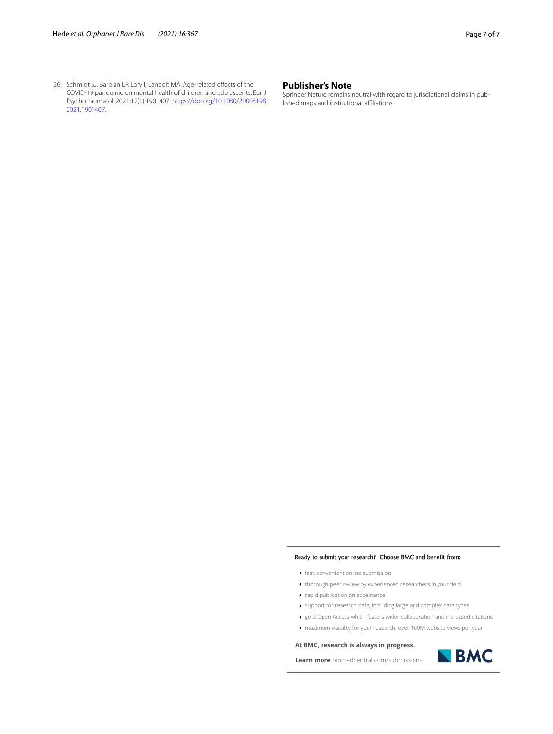26. Schmidt SJ, Barblan LP, Lory I, Landolt MA. Age-related effects of the COVID-19 pandemic on mental health of children and adolescents. Eur J Psychotraumatol. 2021;12(1):1901407. https://doi.org/10.1080/20008198.2021.1901407.

## Publisher's Note

Springer Nature remains neutral with regard to jurisdictional claims in published maps and institutional affiliations.

Ready to submit your research? Choose BMC and benefit from:

- fast, convenient online submission
- thorough peer review by experienced researchers in your field
- rapid publication on acceptance
- support for research data, including large and complex data types
- gold Open Access which fosters wider collaboration and increased citations
- maximum visibility for your research: over 100M website views per year

**At BMC, research is always in progress.**

**Learn more** biomedcentral.com/submissions

BMC